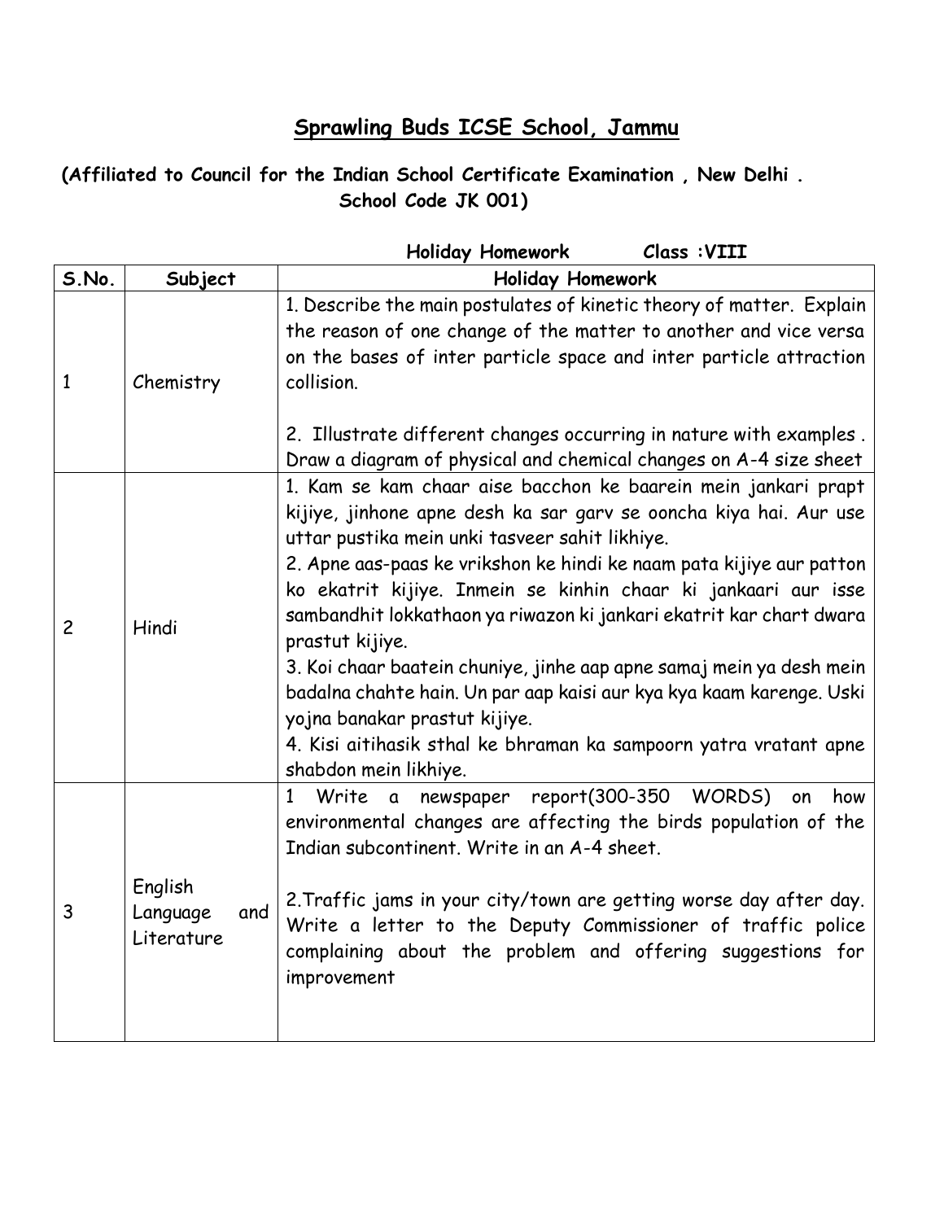# Sprawling Buds ICSE School, Jammu

**(Affiliated to Council for the Indian School Certificate Examination , New Delhi . School Code JK 001)**

**Holiday Homework Class :VIII**

| S.No. | Subject | Holiday Homework |
|---|---|---|
| 1 | Chemistry | 1. Describe the main postulates of kinetic theory of matter. Explain the reason of one change of the matter to another and vice versa on the bases of inter particle space and inter particle attraction collision.<br><br>2. Illustrate different changes occurring in nature with examples . Draw a diagram of physical and chemical changes on A-4 size sheet |
| 2 | Hindi | 1. Kam se kam chaar aise bacchon ke baarein mein jankari prapt kijiye, jinhone apne desh ka sar garv se ooncha kiya hai. Aur use uttar pustika mein unki tasveer sahit likhiye.<br>2. Apne aas-paas ke vrikshon ke hindi ke naam pata kijiye aur patton ko ekatrit kijiye. Inmein se kinhin chaar ki jankaari aur isse sambandhit lokkathaon ya riwazon ki jankari ekatrit kar chart dwara prastut kijiye.<br>3. Koi chaar baatein chuniye, jinhe aap apne samaj mein ya desh mein badalna chahte hain. Un par aap kaisi aur kya kya kaam karenge. Uski yojna banakar prastut kijiye.<br>4. Kisi aitihasik sthal ke bhraman ka sampoorn yatra vratant apne shabdon mein likhiye. |
| 3 | English Language and Literature | 1 Write a newspaper report(300-350 WORDS) on how environmental changes are affecting the birds population of the Indian subcontinent. Write in an A-4 sheet.<br><br>2.Traffic jams in your city/town are getting worse day after day. Write a letter to the Deputy Commissioner of traffic police complaining about the problem and offering suggestions for improvement |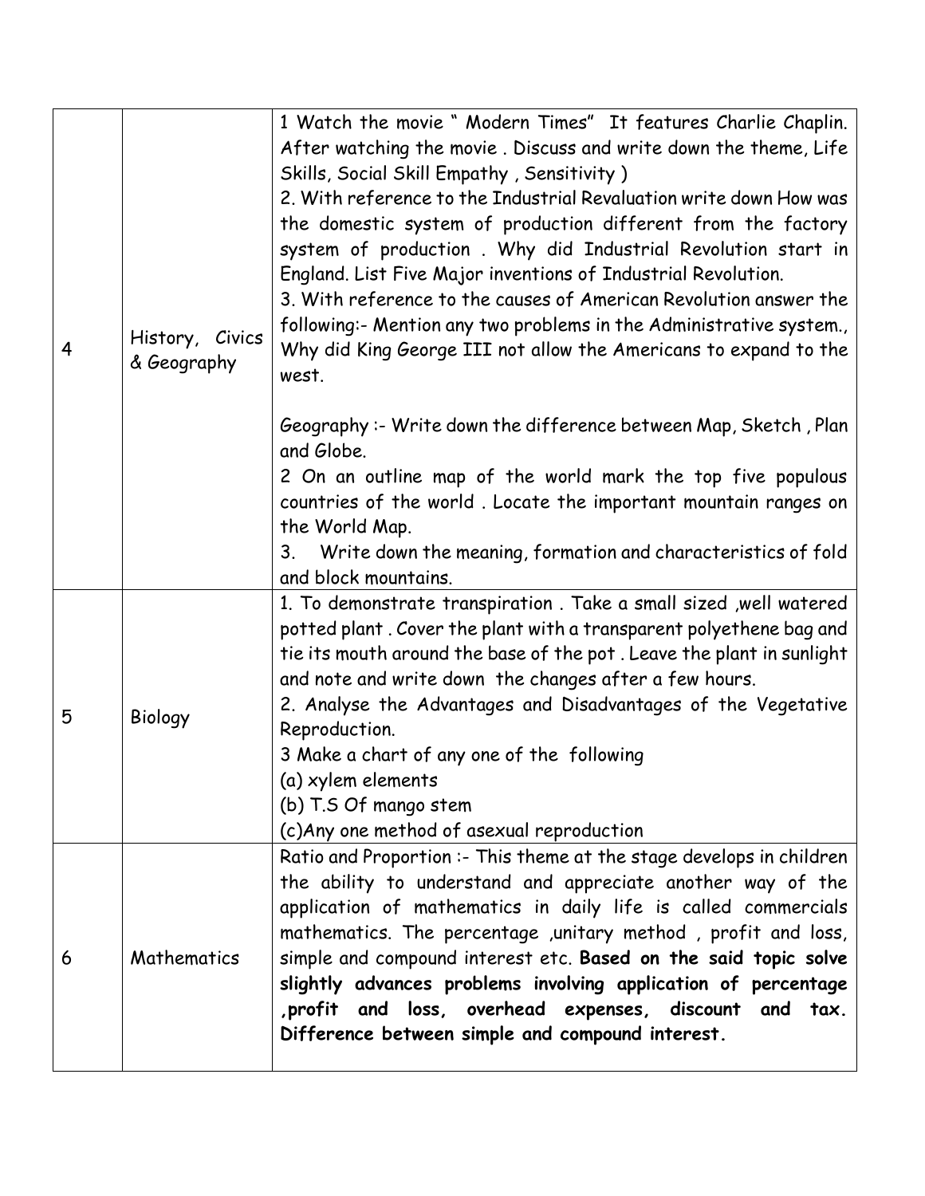| | | |
|---|---|---|
| 4 | History, Civics & Geography | 1 Watch the movie " Modern Times" It features Charlie Chaplin. After watching the movie . Discuss and write down the theme, Life Skills, Social Skill Empathy , Sensitivity )<br>2. With reference to the Industrial Revaluation write down How was the domestic system of production different from the factory system of production . Why did Industrial Revolution start in England. List Five Major inventions of Industrial Revolution.<br>3. With reference to the causes of American Revolution answer the following:- Mention any two problems in the Administrative system., Why did King George III not allow the Americans to expand to the west.<br><br>Geography :- Write down the difference between Map, Sketch , Plan and Globe.<br>2 On an outline map of the world mark the top five populous countries of the world . Locate the important mountain ranges on the World Map.<br>3. Write down the meaning, formation and characteristics of fold and block mountains. |
| 5 | Biology | 1. To demonstrate transpiration . Take a small sized ,well watered potted plant . Cover the plant with a transparent polyethene bag and tie its mouth around the base of the pot . Leave the plant in sunlight and note and write down the changes after a few hours.<br>2. Analyse the Advantages and Disadvantages of the Vegetative Reproduction.<br>3 Make a chart of any one of the following<br>(a) xylem elements<br>(b) T.S Of mango stem<br>(c)Any one method of asexual reproduction |
| 6 | Mathematics | Ratio and Proportion :- This theme at the stage develops in children the ability to understand and appreciate another way of the application of mathematics in daily life is called commercials mathematics. The percentage ,unitary method , profit and loss, simple and compound interest etc. **Based on the said topic solve slightly advances problems involving application of percentage ,profit and loss, overhead expenses, discount and tax. Difference between simple and compound interest.** |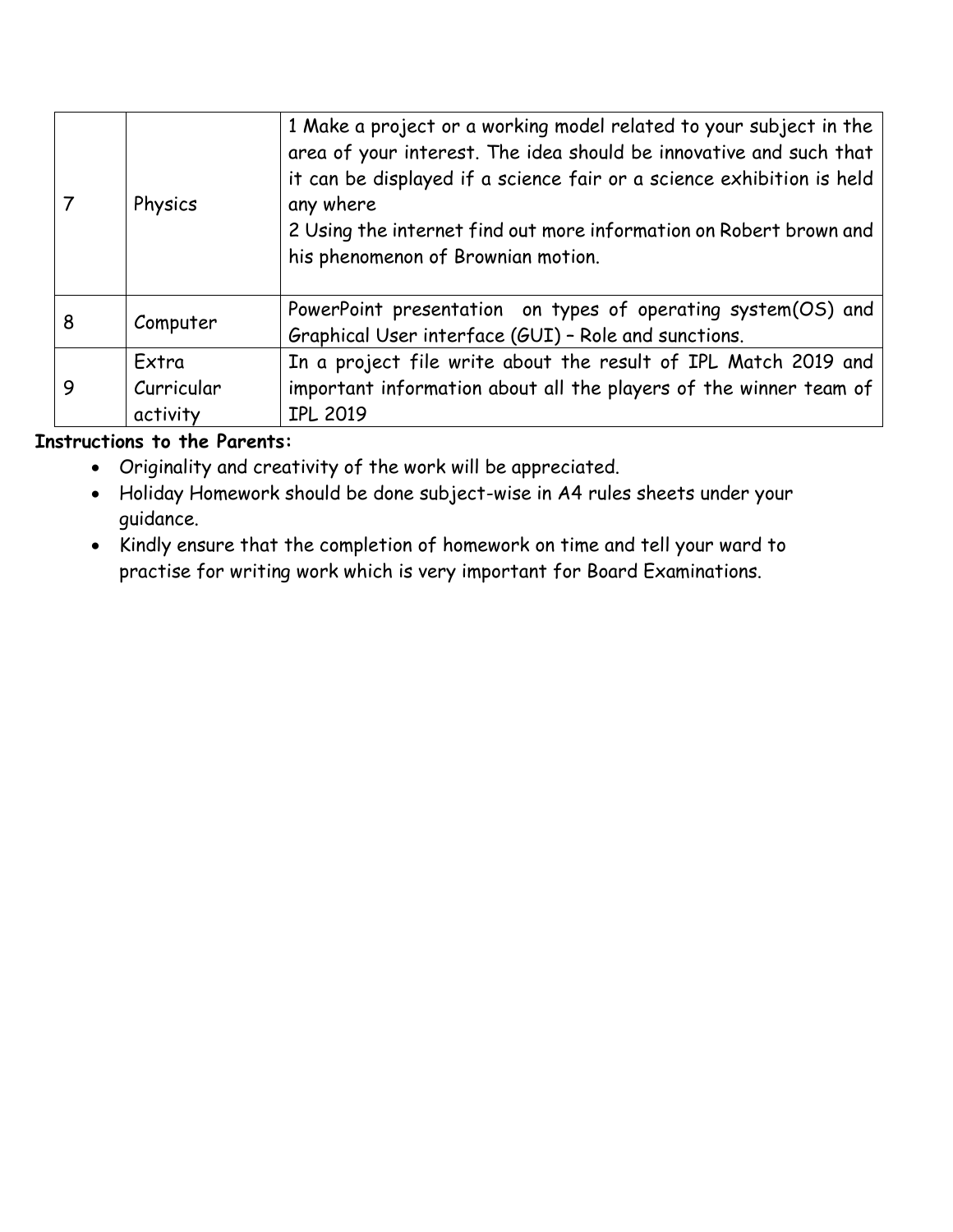| 7 | Physics | 1 Make a project or a working model related to your subject in the area of your interest. The idea should be innovative and such that it can be displayed if a science fair or a science exhibition is held any where<br>2 Using the internet find out more information on Robert brown and his phenomenon of Brownian motion. |
|---|---|---|
| 8 | Computer | PowerPoint presentation on types of operating system(OS) and Graphical User interface (GUI) – Role and sunctions. |
| 9 | Extra Curricular activity | In a project file write about the result of IPL Match 2019 and important information about all the players of the winner team of IPL 2019 |

**Instructions to the Parents:**

- Originality and creativity of the work will be appreciated.
- Holiday Homework should be done subject-wise in A4 rules sheets under your guidance.
- Kindly ensure that the completion of homework on time and tell your ward to practise for writing work which is very important for Board Examinations.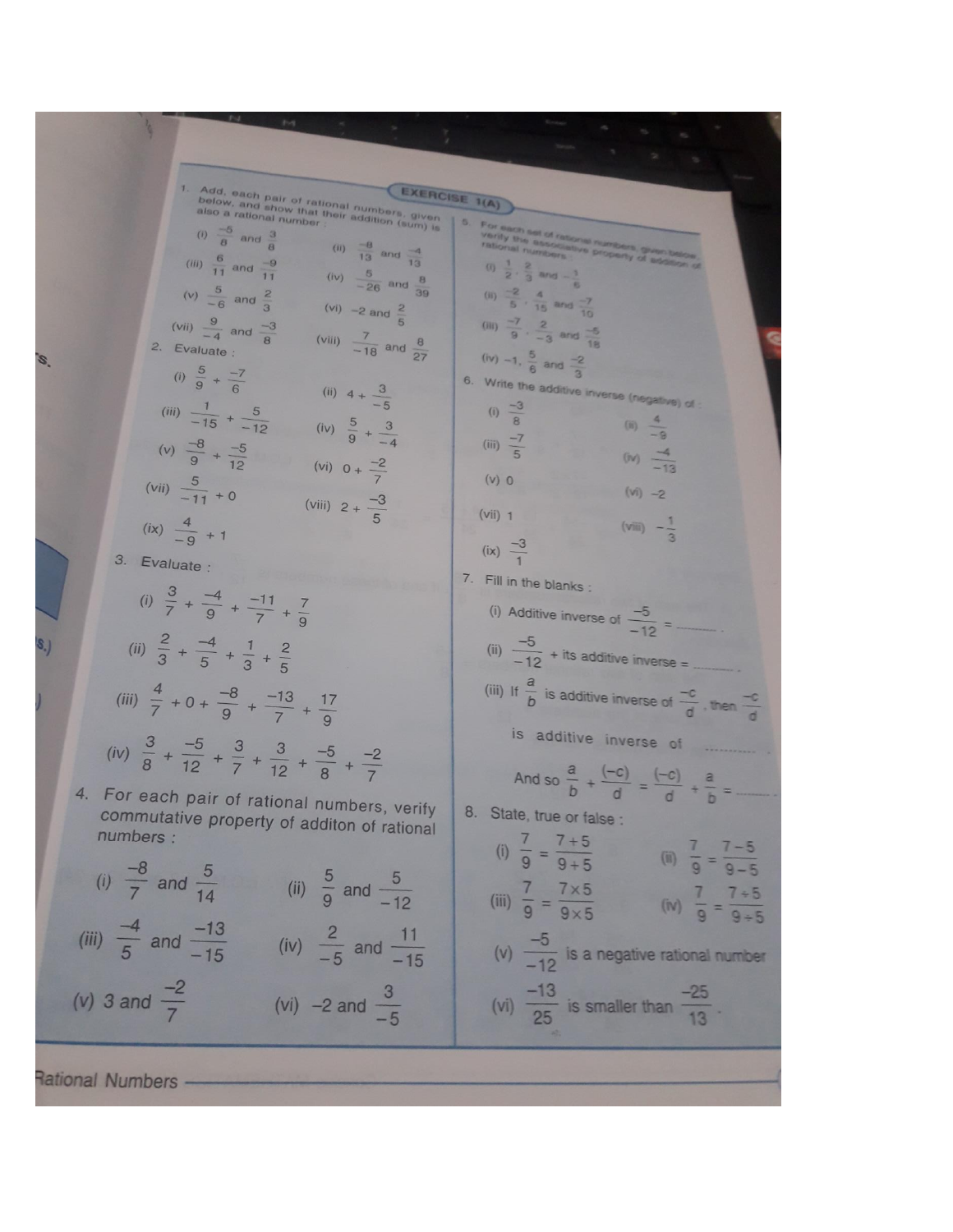## EXERCISE 1(A)

1. Add, each pair of rational numbers, given below, and show that their addition (sum) is also a rational number :

   (i) $\frac{-5}{8}$ and $\frac{3}{8}$ (ii) $\frac{-8}{13}$ and $\frac{-4}{13}$

   (iii) $\frac{6}{11}$ and $\frac{-9}{11}$ (iv) $\frac{5}{-26}$ and $\frac{8}{39}$

   (v) $\frac{5}{-6}$ and $\frac{2}{3}$ (vi) $-2$ and $\frac{2}{5}$

   (vii) $\frac{9}{-4}$ and $\frac{-3}{8}$ (viii) $\frac{7}{-18}$ and $\frac{8}{27}$

2. Evaluate :

   (i) $\frac{5}{9}+\frac{-7}{6}$ (ii) $4+\frac{3}{-5}$

   (iii) $\frac{1}{-15}+\frac{5}{-12}$ (iv) $\frac{5}{9}+\frac{3}{-4}$

   (v) $\frac{-8}{9}+\frac{-5}{12}$ (vi) $0+\frac{-2}{7}$

   (vii) $\frac{5}{-11}+0$ (viii) $2+\frac{-3}{5}$

   (ix) $\frac{4}{-9}+1$

3. Evaluate :

   (i) $\frac{3}{7}+\frac{-4}{9}+\frac{-11}{7}+\frac{7}{9}$

   (ii) $\frac{2}{3}+\frac{-4}{5}+\frac{1}{3}+\frac{2}{5}$

   (iii) $\frac{4}{7}+0+\frac{-8}{9}+\frac{-13}{7}+\frac{17}{9}$

   (iv) $\frac{3}{8}+\frac{-5}{12}+\frac{3}{7}+\frac{3}{12}+\frac{-5}{8}+\frac{-2}{7}$

4. For each pair of rational numbers, verify commutative property of additon of rational numbers :

   (i) $\frac{-8}{7}$ and $\frac{5}{14}$ (ii) $\frac{5}{9}$ and $\frac{5}{-12}$

   (iii) $\frac{-4}{5}$ and $\frac{-13}{-15}$ (iv) $\frac{2}{-5}$ and $\frac{11}{-15}$

   (v) 3 and $\frac{-2}{7}$ (vi) $-2$ and $\frac{3}{-5}$

5. For each set of rational numbers, given below, verify the associative property of addition of rational numbers :

   (i) $\frac{1}{2}$, $\frac{2}{3}$ and $-\frac{1}{6}$

   (ii) $\frac{-2}{5}$, $\frac{4}{15}$ and $\frac{-7}{10}$

   (iii) $\frac{-7}{9}$, $\frac{2}{-3}$ and $\frac{-5}{18}$

   (iv) $-1$, $\frac{5}{6}$ and $\frac{-2}{3}$

6. Write the additive inverse (negative) of :

   (i) $\frac{-3}{8}$ (ii) $\frac{4}{-9}$

   (iii) $\frac{-7}{5}$ (iv) $\frac{-4}{-13}$

   (v) 0 (vi) $-2$

   (vii) 1 (viii) $-\frac{1}{3}$

   (ix) $\frac{-3}{1}$

7. Fill in the blanks :

   (i) Additive inverse of $\frac{-5}{-12}$ = .........

   (ii) $\frac{-5}{-12}$ + its additive inverse = .........

   (iii) If $\frac{a}{b}$ is additive inverse of $\frac{-c}{d}$, then $\frac{-c}{d}$ is additive inverse of .........

   And so $\frac{a}{b}+\frac{(-c)}{d}=\frac{(-c)}{d}+\frac{a}{b}=$ .........

8. State, true or false :

   (i) $\frac{7}{9}=\frac{7+5}{9+5}$ (ii) $\frac{7}{9}=\frac{7-5}{9-5}$

   (iii) $\frac{7}{9}=\frac{7\times5}{9\times5}$ (iv) $\frac{7}{9}=\frac{7\div5}{9\div5}$

   (v) $\frac{-5}{-12}$ is a negative rational number

   (vi) $\frac{-13}{25}$ is smaller than $\frac{-25}{13}$.